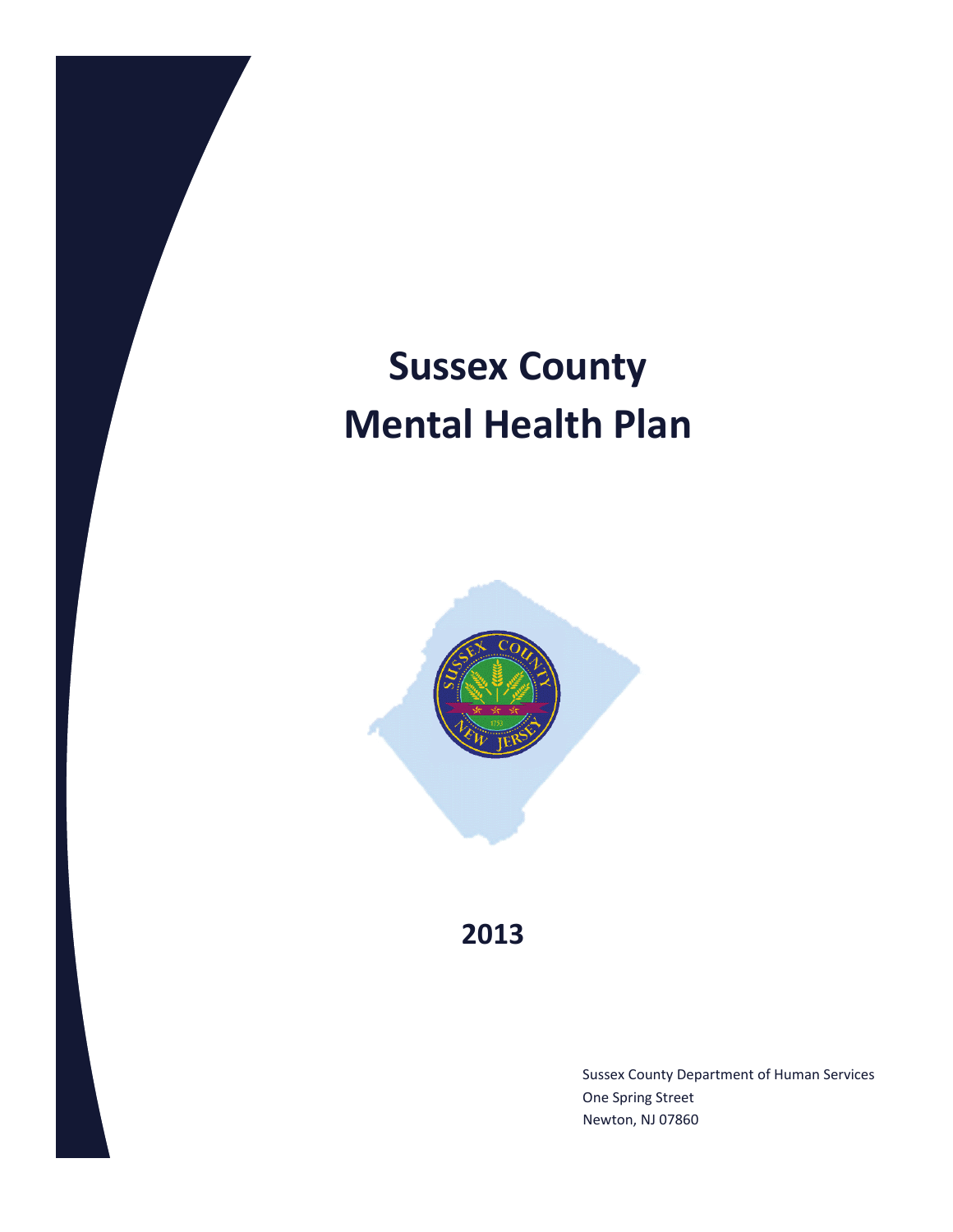# Sussex County Mental Health Plan

## 2013

Sussex County Department of Human Services
One Spring Street
Newton, NJ 07860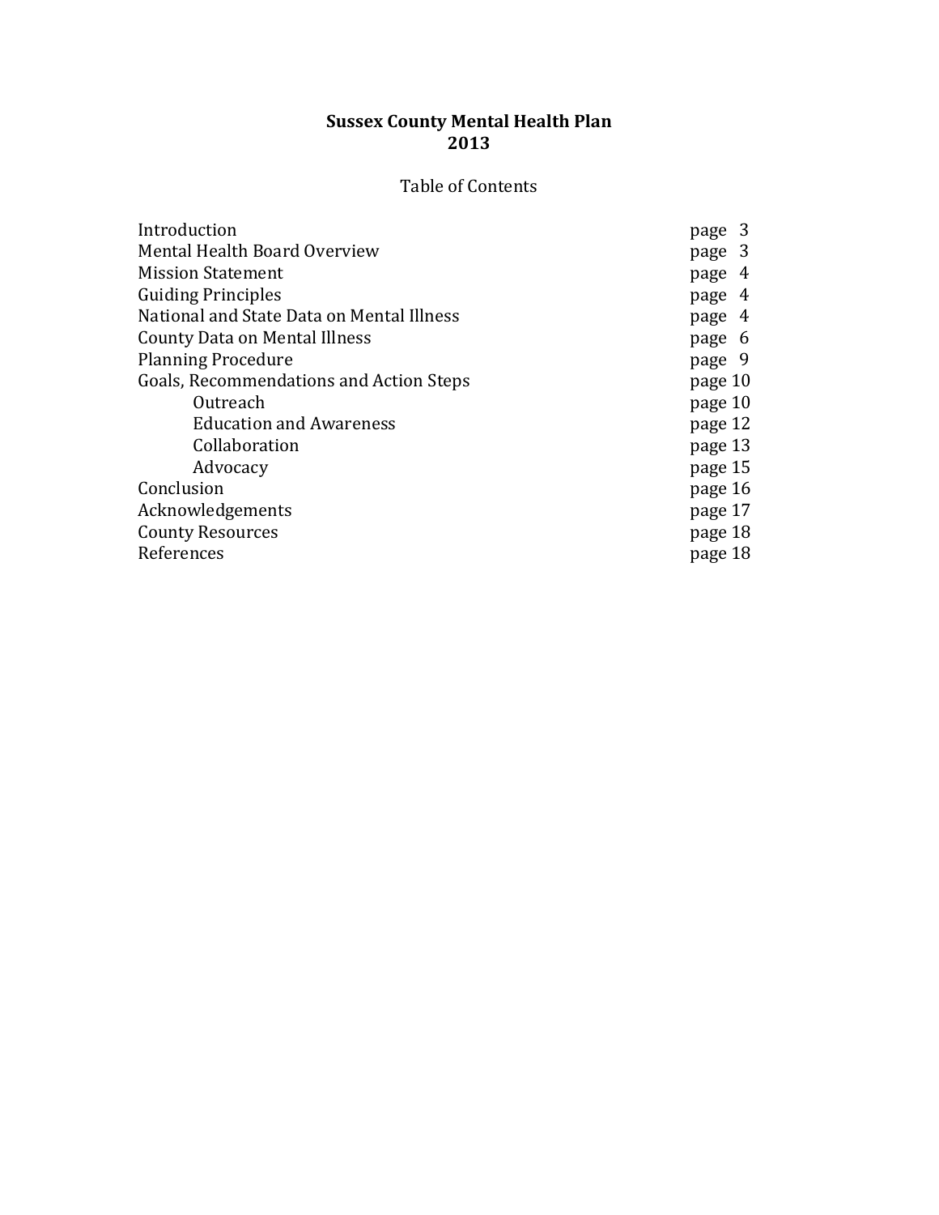# Sussex County Mental Health Plan
# 2013

## Table of Contents

| | |
|---|---|
| Introduction | page 3 |
| Mental Health Board Overview | page 3 |
| Mission Statement | page 4 |
| Guiding Principles | page 4 |
| National and State Data on Mental Illness | page 4 |
| County Data on Mental Illness | page 6 |
| Planning Procedure | page 9 |
| Goals, Recommendations and Action Steps | page 10 |
| Outreach | page 10 |
| Education and Awareness | page 12 |
| Collaboration | page 13 |
| Advocacy | page 15 |
| Conclusion | page 16 |
| Acknowledgements | page 17 |
| County Resources | page 18 |
| References | page 18 |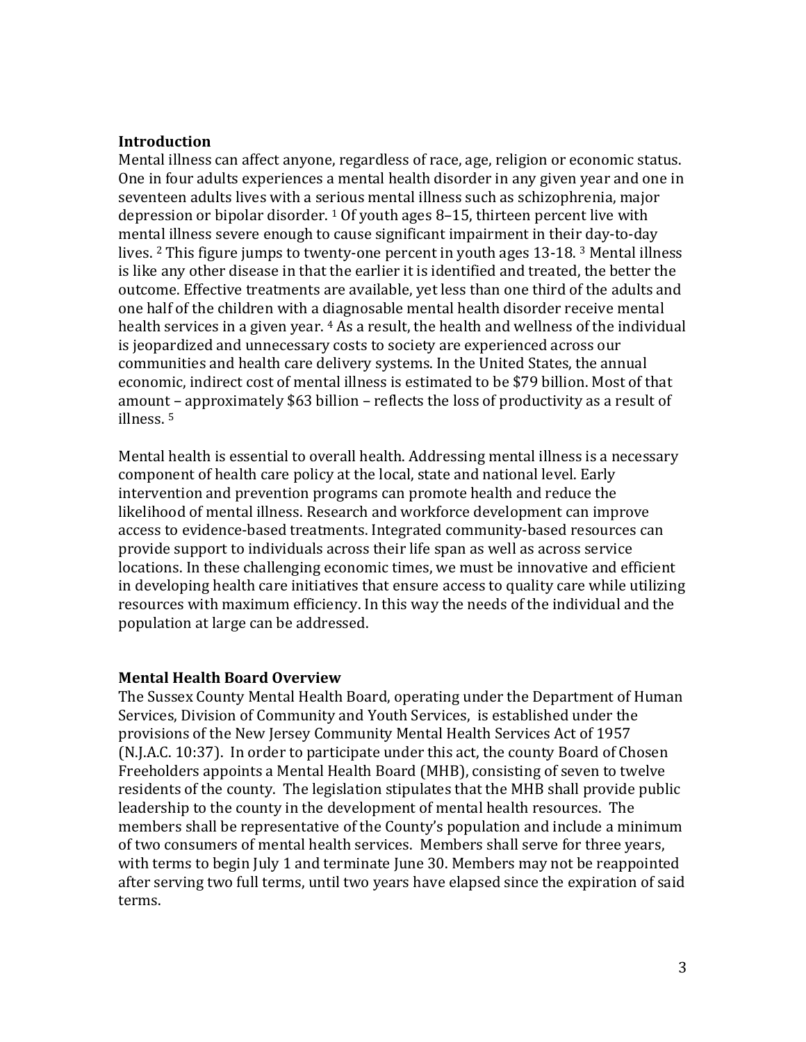## Introduction

Mental illness can affect anyone, regardless of race, age, religion or economic status. One in four adults experiences a mental health disorder in any given year and one in seventeen adults lives with a serious mental illness such as schizophrenia, major depression or bipolar disorder. [1] Of youth ages 8–15, thirteen percent live with mental illness severe enough to cause significant impairment in their day-to-day lives. [2] This figure jumps to twenty-one percent in youth ages 13-18. [3] Mental illness is like any other disease in that the earlier it is identified and treated, the better the outcome. Effective treatments are available, yet less than one third of the adults and one half of the children with a diagnosable mental health disorder receive mental health services in a given year. [4] As a result, the health and wellness of the individual is jeopardized and unnecessary costs to society are experienced across our communities and health care delivery systems. In the United States, the annual economic, indirect cost of mental illness is estimated to be $79 billion. Most of that amount – approximately $63 billion – reflects the loss of productivity as a result of illness. [5]

Mental health is essential to overall health. Addressing mental illness is a necessary component of health care policy at the local, state and national level. Early intervention and prevention programs can promote health and reduce the likelihood of mental illness. Research and workforce development can improve access to evidence-based treatments. Integrated community-based resources can provide support to individuals across their life span as well as across service locations. In these challenging economic times, we must be innovative and efficient in developing health care initiatives that ensure access to quality care while utilizing resources with maximum efficiency. In this way the needs of the individual and the population at large can be addressed.

## Mental Health Board Overview

The Sussex County Mental Health Board, operating under the Department of Human Services, Division of Community and Youth Services, is established under the provisions of the New Jersey Community Mental Health Services Act of 1957 (N.J.A.C. 10:37). In order to participate under this act, the county Board of Chosen Freeholders appoints a Mental Health Board (MHB), consisting of seven to twelve residents of the county. The legislation stipulates that the MHB shall provide public leadership to the county in the development of mental health resources. The members shall be representative of the County's population and include a minimum of two consumers of mental health services. Members shall serve for three years, with terms to begin July 1 and terminate June 30. Members may not be reappointed after serving two full terms, until two years have elapsed since the expiration of said terms.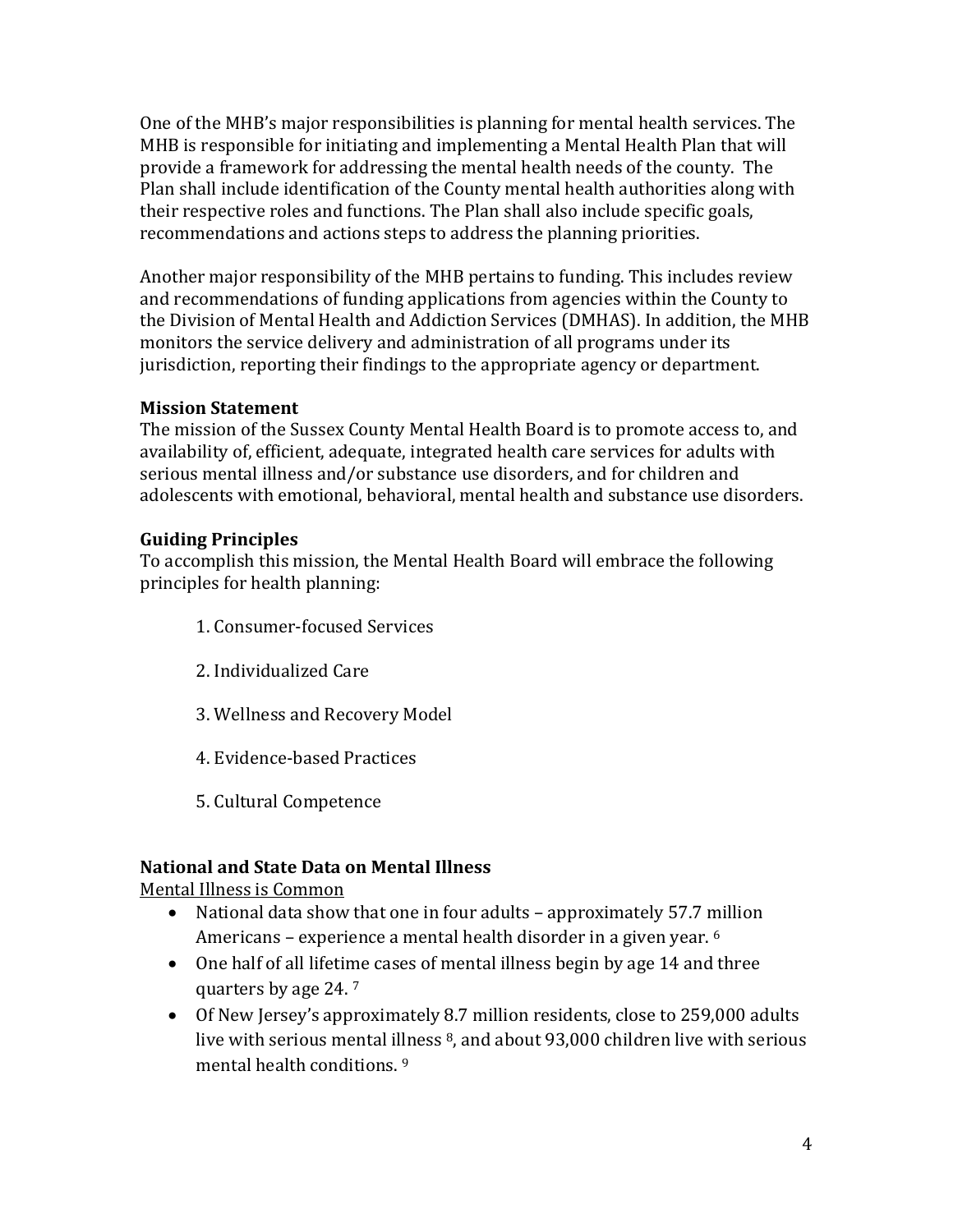One of the MHB's major responsibilities is planning for mental health services. The MHB is responsible for initiating and implementing a Mental Health Plan that will provide a framework for addressing the mental health needs of the county. The Plan shall include identification of the County mental health authorities along with their respective roles and functions. The Plan shall also include specific goals, recommendations and actions steps to address the planning priorities.

Another major responsibility of the MHB pertains to funding. This includes review and recommendations of funding applications from agencies within the County to the Division of Mental Health and Addiction Services (DMHAS). In addition, the MHB monitors the service delivery and administration of all programs under its jurisdiction, reporting their findings to the appropriate agency or department.

**Mission Statement**

The mission of the Sussex County Mental Health Board is to promote access to, and availability of, efficient, adequate, integrated health care services for adults with serious mental illness and/or substance use disorders, and for children and adolescents with emotional, behavioral, mental health and substance use disorders.

**Guiding Principles**

To accomplish this mission, the Mental Health Board will embrace the following principles for health planning:

1. Consumer-focused Services
2. Individualized Care
3. Wellness and Recovery Model
4. Evidence-based Practices
5. Cultural Competence

**National and State Data on Mental Illness**

Mental Illness is Common

- National data show that one in four adults – approximately 57.7 million Americans – experience a mental health disorder in a given year. [6]
- One half of all lifetime cases of mental illness begin by age 14 and three quarters by age 24. [7]
- Of New Jersey's approximately 8.7 million residents, close to 259,000 adults live with serious mental illness [8], and about 93,000 children live with serious mental health conditions. [9]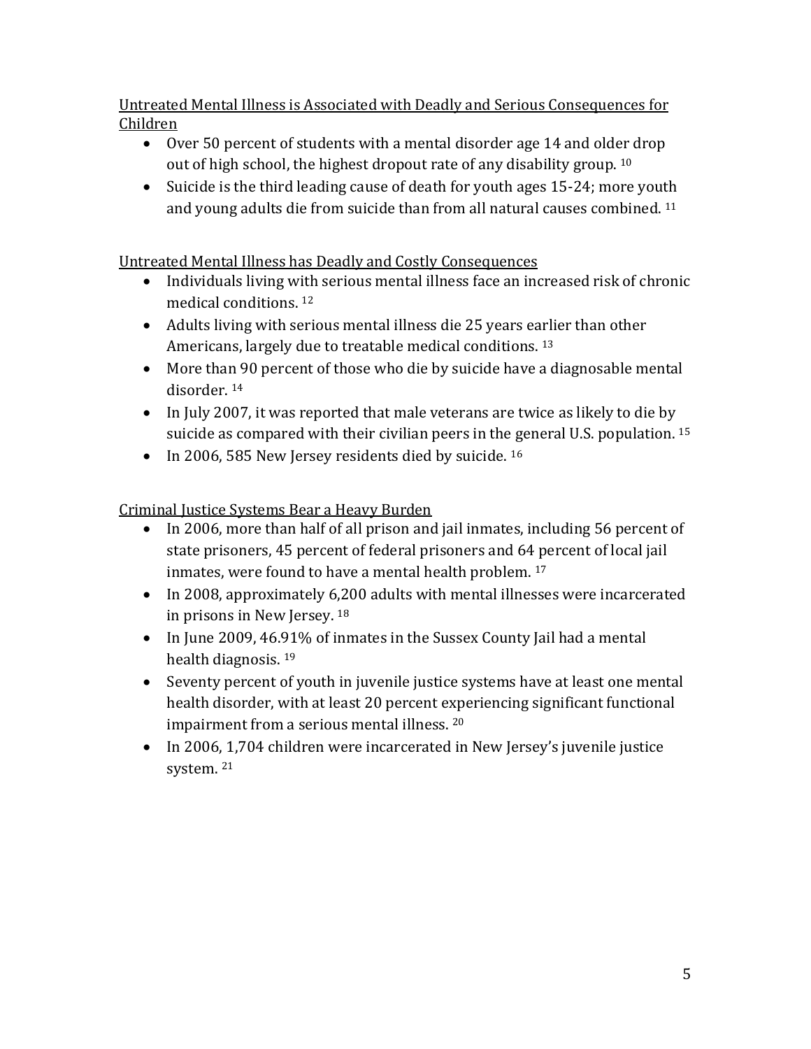Untreated Mental Illness is Associated with Deadly and Serious Consequences for Children

- Over 50 percent of students with a mental disorder age 14 and older drop out of high school, the highest dropout rate of any disability group. [10]
- Suicide is the third leading cause of death for youth ages 15-24; more youth and young adults die from suicide than from all natural causes combined. [11]

Untreated Mental Illness has Deadly and Costly Consequences

- Individuals living with serious mental illness face an increased risk of chronic medical conditions. [12]
- Adults living with serious mental illness die 25 years earlier than other Americans, largely due to treatable medical conditions. [13]
- More than 90 percent of those who die by suicide have a diagnosable mental disorder. [14]
- In July 2007, it was reported that male veterans are twice as likely to die by suicide as compared with their civilian peers in the general U.S. population. [15]
- In 2006, 585 New Jersey residents died by suicide. [16]

Criminal Justice Systems Bear a Heavy Burden

- In 2006, more than half of all prison and jail inmates, including 56 percent of state prisoners, 45 percent of federal prisoners and 64 percent of local jail inmates, were found to have a mental health problem. [17]
- In 2008, approximately 6,200 adults with mental illnesses were incarcerated in prisons in New Jersey. [18]
- In June 2009, 46.91% of inmates in the Sussex County Jail had a mental health diagnosis. [19]
- Seventy percent of youth in juvenile justice systems have at least one mental health disorder, with at least 20 percent experiencing significant functional impairment from a serious mental illness. [20]
- In 2006, 1,704 children were incarcerated in New Jersey's juvenile justice system. [21]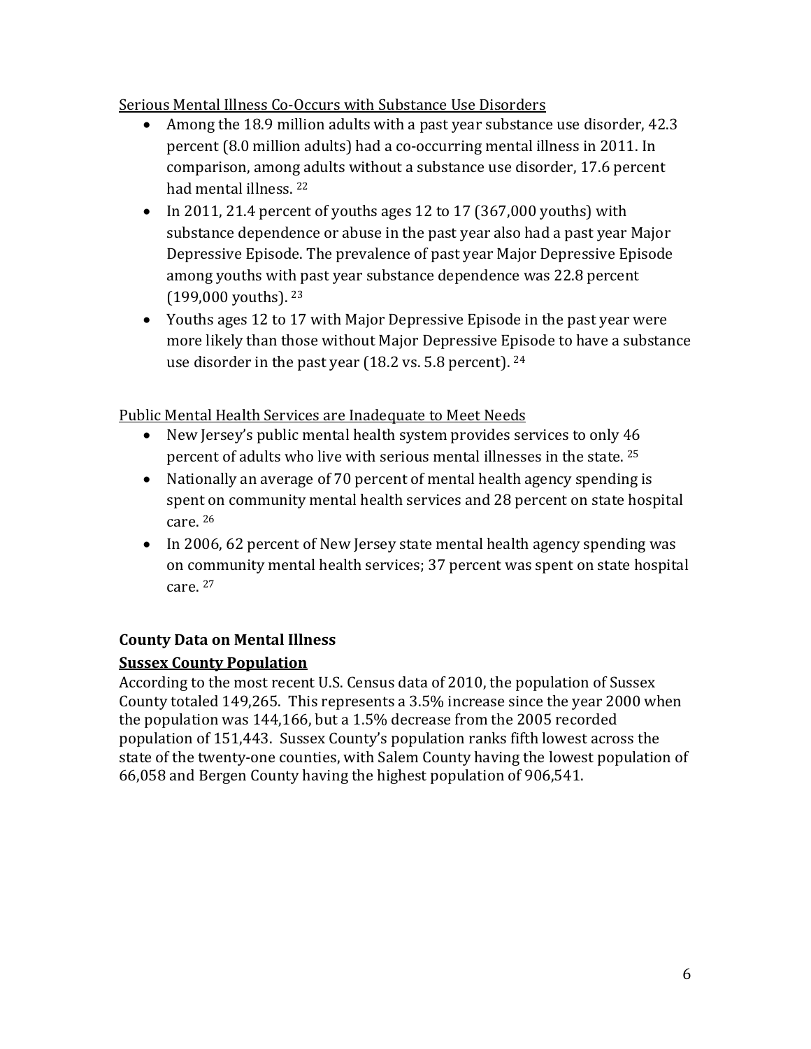Serious Mental Illness Co-Occurs with Substance Use Disorders

- Among the 18.9 million adults with a past year substance use disorder, 42.3 percent (8.0 million adults) had a co-occurring mental illness in 2011. In comparison, among adults without a substance use disorder, 17.6 percent had mental illness. [22]
- In 2011, 21.4 percent of youths ages 12 to 17 (367,000 youths) with substance dependence or abuse in the past year also had a past year Major Depressive Episode. The prevalence of past year Major Depressive Episode among youths with past year substance dependence was 22.8 percent (199,000 youths). [23]
- Youths ages 12 to 17 with Major Depressive Episode in the past year were more likely than those without Major Depressive Episode to have a substance use disorder in the past year (18.2 vs. 5.8 percent). [24]

Public Mental Health Services are Inadequate to Meet Needs

- New Jersey's public mental health system provides services to only 46 percent of adults who live with serious mental illnesses in the state. [25]
- Nationally an average of 70 percent of mental health agency spending is spent on community mental health services and 28 percent on state hospital care. [26]
- In 2006, 62 percent of New Jersey state mental health agency spending was on community mental health services; 37 percent was spent on state hospital care. [27]

## County Data on Mental Illness

### Sussex County Population

According to the most recent U.S. Census data of 2010, the population of Sussex County totaled 149,265. This represents a 3.5% increase since the year 2000 when the population was 144,166, but a 1.5% decrease from the 2005 recorded population of 151,443. Sussex County's population ranks fifth lowest across the state of the twenty-one counties, with Salem County having the lowest population of 66,058 and Bergen County having the highest population of 906,541.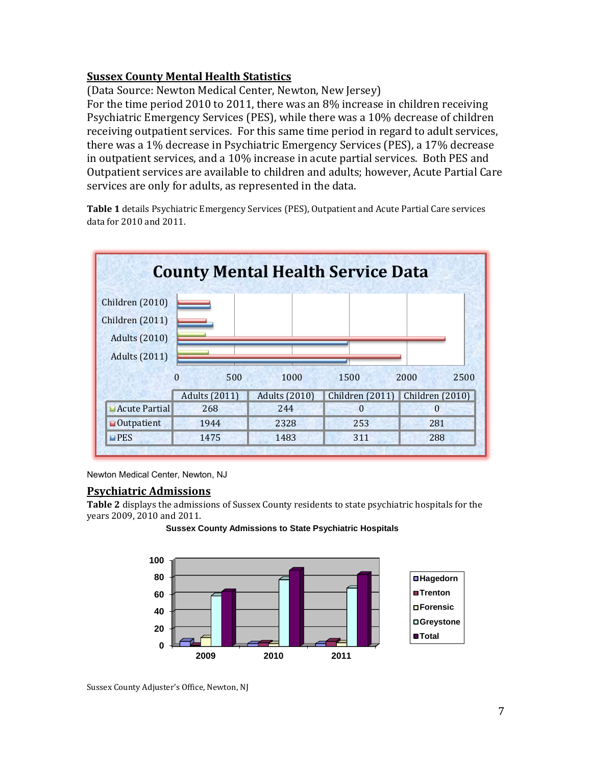## Sussex County Mental Health Statistics

(Data Source: Newton Medical Center, Newton, New Jersey)
For the time period 2010 to 2011, there was an 8% increase in children receiving Psychiatric Emergency Services (PES), while there was a 10% decrease of children receiving outpatient services. For this same time period in regard to adult services, there was a 1% decrease in Psychiatric Emergency Services (PES), a 17% decrease in outpatient services, and a 10% increase in acute partial services. Both PES and Outpatient services are available to children and adults; however, Acute Partial Care services are only for adults, as represented in the data.

**Table 1** details Psychiatric Emergency Services (PES), Outpatient and Acute Partial Care services data for 2010 and 2011.

**County Mental Health Service Data**

| | Adults (2011) | Adults (2010) | Children (2011) | Children (2010) |
|---|---|---|---|---|
| Acute Partial | 268 | 244 | 0 | 0 |
| Outpatient | 1944 | 2328 | 253 | 281 |
| PES | 1475 | 1483 | 311 | 288 |

Newton Medical Center, Newton, NJ

## Psychiatric Admissions

**Table 2** displays the admissions of Sussex County residents to state psychiatric hospitals for the years 2009, 2010 and 2011.

**Sussex County Admissions to State Psychiatric Hospitals**

Sussex County Adjuster's Office, Newton, NJ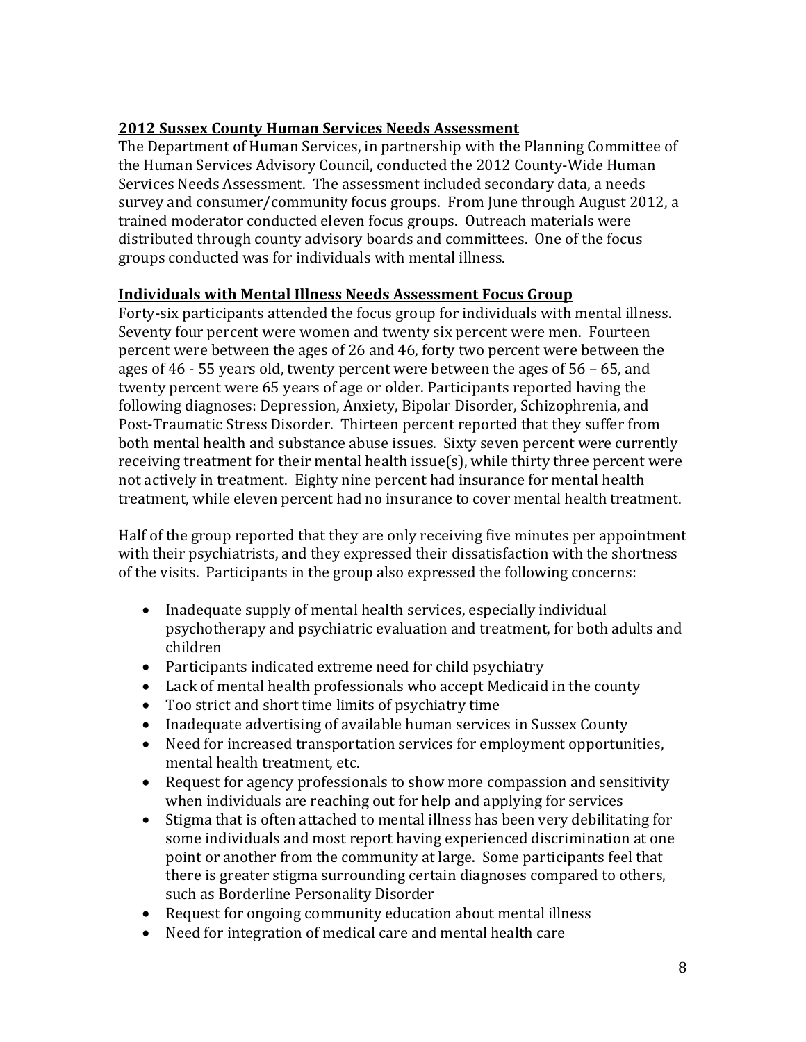## 2012 Sussex County Human Services Needs Assessment

The Department of Human Services, in partnership with the Planning Committee of the Human Services Advisory Council, conducted the 2012 County-Wide Human Services Needs Assessment. The assessment included secondary data, a needs survey and consumer/community focus groups. From June through August 2012, a trained moderator conducted eleven focus groups. Outreach materials were distributed through county advisory boards and committees. One of the focus groups conducted was for individuals with mental illness.

## Individuals with Mental Illness Needs Assessment Focus Group

Forty-six participants attended the focus group for individuals with mental illness. Seventy four percent were women and twenty six percent were men. Fourteen percent were between the ages of 26 and 46, forty two percent were between the ages of 46 - 55 years old, twenty percent were between the ages of 56 – 65, and twenty percent were 65 years of age or older. Participants reported having the following diagnoses: Depression, Anxiety, Bipolar Disorder, Schizophrenia, and Post-Traumatic Stress Disorder. Thirteen percent reported that they suffer from both mental health and substance abuse issues. Sixty seven percent were currently receiving treatment for their mental health issue(s), while thirty three percent were not actively in treatment. Eighty nine percent had insurance for mental health treatment, while eleven percent had no insurance to cover mental health treatment.

Half of the group reported that they are only receiving five minutes per appointment with their psychiatrists, and they expressed their dissatisfaction with the shortness of the visits. Participants in the group also expressed the following concerns:

- Inadequate supply of mental health services, especially individual psychotherapy and psychiatric evaluation and treatment, for both adults and children
- Participants indicated extreme need for child psychiatry
- Lack of mental health professionals who accept Medicaid in the county
- Too strict and short time limits of psychiatry time
- Inadequate advertising of available human services in Sussex County
- Need for increased transportation services for employment opportunities, mental health treatment, etc.
- Request for agency professionals to show more compassion and sensitivity when individuals are reaching out for help and applying for services
- Stigma that is often attached to mental illness has been very debilitating for some individuals and most report having experienced discrimination at one point or another from the community at large. Some participants feel that there is greater stigma surrounding certain diagnoses compared to others, such as Borderline Personality Disorder
- Request for ongoing community education about mental illness
- Need for integration of medical care and mental health care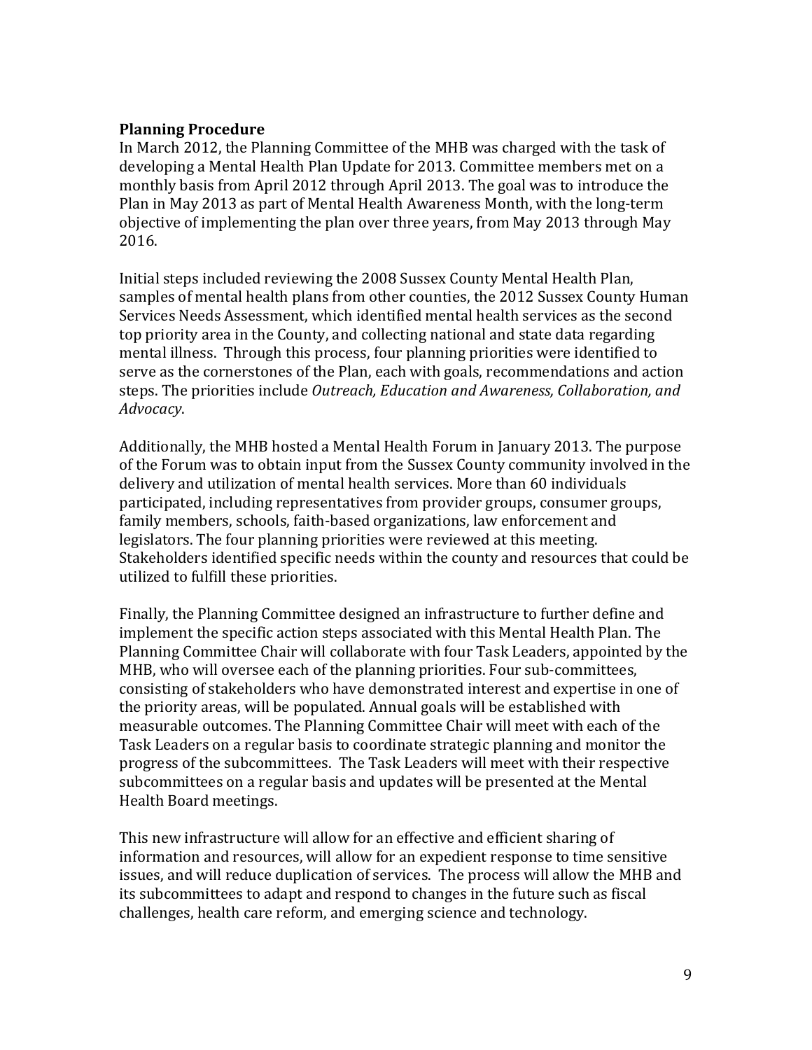**Planning Procedure**

In March 2012, the Planning Committee of the MHB was charged with the task of developing a Mental Health Plan Update for 2013. Committee members met on a monthly basis from April 2012 through April 2013. The goal was to introduce the Plan in May 2013 as part of Mental Health Awareness Month, with the long-term objective of implementing the plan over three years, from May 2013 through May 2016.

Initial steps included reviewing the 2008 Sussex County Mental Health Plan, samples of mental health plans from other counties, the 2012 Sussex County Human Services Needs Assessment, which identified mental health services as the second top priority area in the County, and collecting national and state data regarding mental illness. Through this process, four planning priorities were identified to serve as the cornerstones of the Plan, each with goals, recommendations and action steps. The priorities include *Outreach, Education and Awareness, Collaboration, and Advocacy*.

Additionally, the MHB hosted a Mental Health Forum in January 2013. The purpose of the Forum was to obtain input from the Sussex County community involved in the delivery and utilization of mental health services. More than 60 individuals participated, including representatives from provider groups, consumer groups, family members, schools, faith-based organizations, law enforcement and legislators. The four planning priorities were reviewed at this meeting. Stakeholders identified specific needs within the county and resources that could be utilized to fulfill these priorities.

Finally, the Planning Committee designed an infrastructure to further define and implement the specific action steps associated with this Mental Health Plan. The Planning Committee Chair will collaborate with four Task Leaders, appointed by the MHB, who will oversee each of the planning priorities. Four sub-committees, consisting of stakeholders who have demonstrated interest and expertise in one of the priority areas, will be populated. Annual goals will be established with measurable outcomes. The Planning Committee Chair will meet with each of the Task Leaders on a regular basis to coordinate strategic planning and monitor the progress of the subcommittees. The Task Leaders will meet with their respective subcommittees on a regular basis and updates will be presented at the Mental Health Board meetings.

This new infrastructure will allow for an effective and efficient sharing of information and resources, will allow for an expedient response to time sensitive issues, and will reduce duplication of services. The process will allow the MHB and its subcommittees to adapt and respond to changes in the future such as fiscal challenges, health care reform, and emerging science and technology.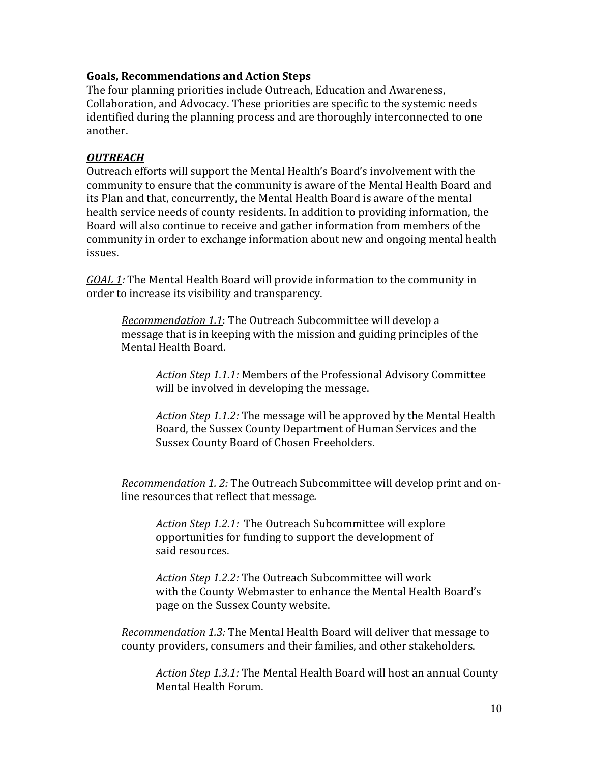### Goals, Recommendations and Action Steps

The four planning priorities include Outreach, Education and Awareness, Collaboration, and Advocacy. These priorities are specific to the systemic needs identified during the planning process and are thoroughly interconnected to one another.

### ***<u>OUTREACH</u>***

Outreach efforts will support the Mental Health's Board's involvement with the community to ensure that the community is aware of the Mental Health Board and its Plan and that, concurrently, the Mental Health Board is aware of the mental health service needs of county residents. In addition to providing information, the Board will also continue to receive and gather information from members of the community in order to exchange information about new and ongoing mental health issues.

*<u>GOAL 1</u>:* The Mental Health Board will provide information to the community in order to increase its visibility and transparency.

> *<u>Recommendation 1.1</u>*: The Outreach Subcommittee will develop a message that is in keeping with the mission and guiding principles of the Mental Health Board.
>
> > *Action Step 1.1.1:* Members of the Professional Advisory Committee will be involved in developing the message.
> >
> > *Action Step 1.1.2:* The message will be approved by the Mental Health Board, the Sussex County Department of Human Services and the Sussex County Board of Chosen Freeholders.
>
> *<u>Recommendation 1. 2</u>:* The Outreach Subcommittee will develop print and on-line resources that reflect that message*.*
>
> > *Action Step 1.2.1:* The Outreach Subcommittee will explore opportunities for funding to support the development of said resources.
> >
> > *Action Step 1.2.2:* The Outreach Subcommittee will work with the County Webmaster to enhance the Mental Health Board's page on the Sussex County website.
>
> *<u>Recommendation 1.3</u>:* The Mental Health Board will deliver that message to county providers, consumers and their families, and other stakeholders.
>
> > *Action Step 1.3.1:* The Mental Health Board will host an annual County Mental Health Forum.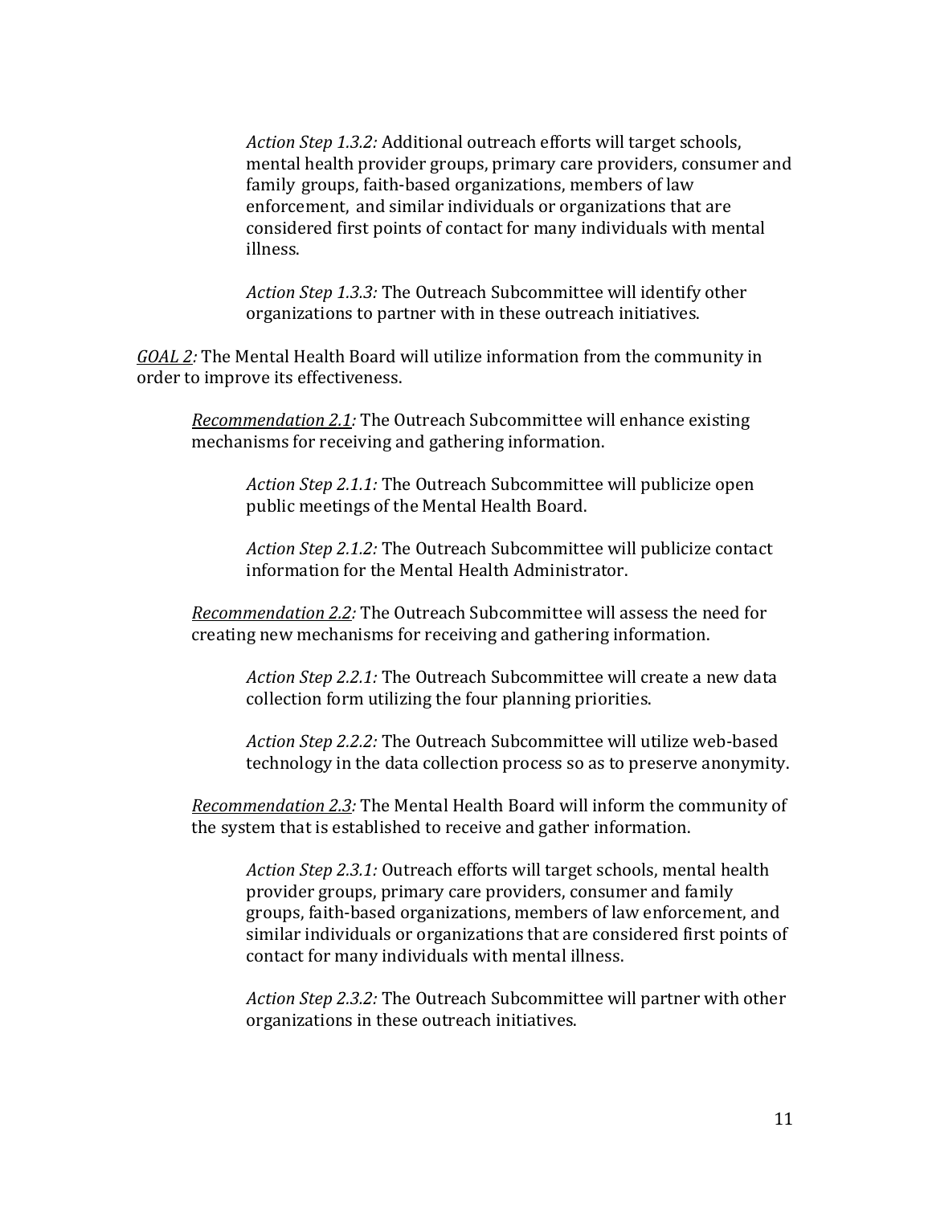*Action Step 1.3.2:* Additional outreach efforts will target schools, mental health provider groups, primary care providers, consumer and family groups, faith-based organizations, members of law enforcement, and similar individuals or organizations that are considered first points of contact for many individuals with mental illness.

*Action Step 1.3.3:* The Outreach Subcommittee will identify other organizations to partner with in these outreach initiatives.

*<u>GOAL 2</u>:* The Mental Health Board will utilize information from the community in order to improve its effectiveness.

*<u>Recommendation 2.1</u>:* The Outreach Subcommittee will enhance existing mechanisms for receiving and gathering information.

*Action Step 2.1.1:* The Outreach Subcommittee will publicize open public meetings of the Mental Health Board.

*Action Step 2.1.2:* The Outreach Subcommittee will publicize contact information for the Mental Health Administrator.

*<u>Recommendation 2.2</u>:* The Outreach Subcommittee will assess the need for creating new mechanisms for receiving and gathering information.

*Action Step 2.2.1:* The Outreach Subcommittee will create a new data collection form utilizing the four planning priorities.

*Action Step 2.2.2:* The Outreach Subcommittee will utilize web-based technology in the data collection process so as to preserve anonymity.

*<u>Recommendation 2.3</u>:* The Mental Health Board will inform the community of the system that is established to receive and gather information.

*Action Step 2.3.1:* Outreach efforts will target schools, mental health provider groups, primary care providers, consumer and family groups, faith-based organizations, members of law enforcement, and similar individuals or organizations that are considered first points of contact for many individuals with mental illness.

*Action Step 2.3.2:* The Outreach Subcommittee will partner with other organizations in these outreach initiatives.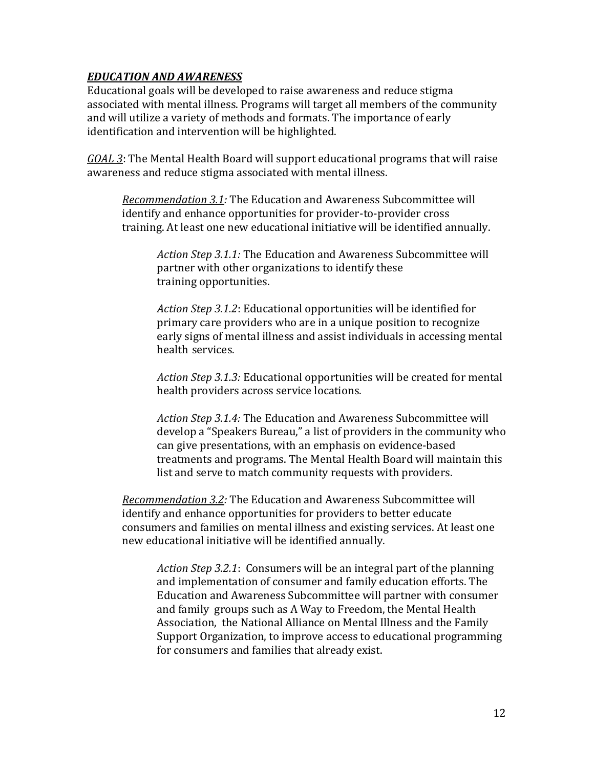***<u>EDUCATION AND AWARENESS</u>***

Educational goals will be developed to raise awareness and reduce stigma associated with mental illness. Programs will target all members of the community and will utilize a variety of methods and formats. The importance of early identification and intervention will be highlighted.

*<u>GOAL 3</u>*: The Mental Health Board will support educational programs that will raise awareness and reduce stigma associated with mental illness.

> *<u>Recommendation 3.1</u>:* The Education and Awareness Subcommittee will identify and enhance opportunities for provider-to-provider cross training. At least one new educational initiative will be identified annually.
>
> > *Action Step 3.1.1:* The Education and Awareness Subcommittee will partner with other organizations to identify these training opportunities.
> >
> > *Action Step 3.1.2*: Educational opportunities will be identified for primary care providers who are in a unique position to recognize early signs of mental illness and assist individuals in accessing mental health services.
> >
> > *Action Step 3.1.3:* Educational opportunities will be created for mental health providers across service locations.
> >
> > *Action Step 3.1.4:* The Education and Awareness Subcommittee will develop a "Speakers Bureau," a list of providers in the community who can give presentations, with an emphasis on evidence-based treatments and programs. The Mental Health Board will maintain this list and serve to match community requests with providers.
>
> *<u>Recommendation 3.2</u>:* The Education and Awareness Subcommittee will identify and enhance opportunities for providers to better educate consumers and families on mental illness and existing services. At least one new educational initiative will be identified annually.
>
> > *Action Step 3.2.1*: Consumers will be an integral part of the planning and implementation of consumer and family education efforts. The Education and Awareness Subcommittee will partner with consumer and family groups such as A Way to Freedom, the Mental Health Association, the National Alliance on Mental Illness and the Family Support Organization, to improve access to educational programming for consumers and families that already exist.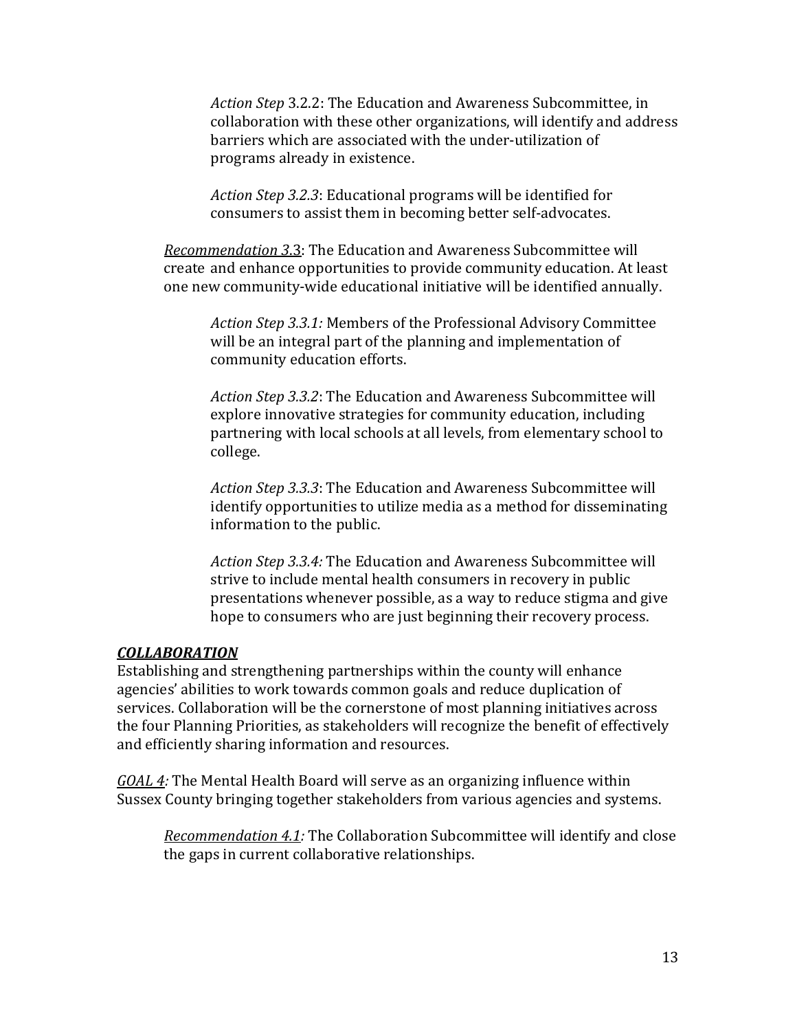*Action Step* 3.2.2: The Education and Awareness Subcommittee, in collaboration with these other organizations, will identify and address barriers which are associated with the under-utilization of programs already in existence.

*Action Step 3.2.3*: Educational programs will be identified for consumers to assist them in becoming better self-advocates.

*Recommendation 3*.3: The Education and Awareness Subcommittee will create and enhance opportunities to provide community education. At least one new community-wide educational initiative will be identified annually.

*Action Step 3.3.1:* Members of the Professional Advisory Committee will be an integral part of the planning and implementation of community education efforts.

*Action Step 3.3.2*: The Education and Awareness Subcommittee will explore innovative strategies for community education, including partnering with local schools at all levels, from elementary school to college.

*Action Step 3.3.3*: The Education and Awareness Subcommittee will identify opportunities to utilize media as a method for disseminating information to the public.

*Action Step 3.3.4:* The Education and Awareness Subcommittee will strive to include mental health consumers in recovery in public presentations whenever possible, as a way to reduce stigma and give hope to consumers who are just beginning their recovery process.

***COLLABORATION***

Establishing and strengthening partnerships within the county will enhance agencies' abilities to work towards common goals and reduce duplication of services. Collaboration will be the cornerstone of most planning initiatives across the four Planning Priorities, as stakeholders will recognize the benefit of effectively and efficiently sharing information and resources.

*GOAL 4:* The Mental Health Board will serve as an organizing influence within Sussex County bringing together stakeholders from various agencies and systems.

*Recommendation 4.1:* The Collaboration Subcommittee will identify and close the gaps in current collaborative relationships.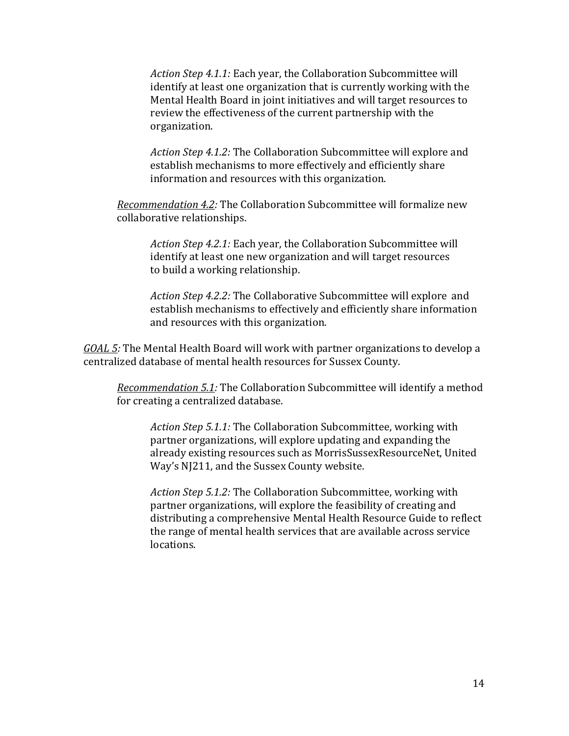*Action Step 4.1.1:* Each year, the Collaboration Subcommittee will identify at least one organization that is currently working with the Mental Health Board in joint initiatives and will target resources to review the effectiveness of the current partnership with the organization.

*Action Step 4.1.2:* The Collaboration Subcommittee will explore and establish mechanisms to more effectively and efficiently share information and resources with this organization.

*<u>Recommendation 4.2</u>:* The Collaboration Subcommittee will formalize new collaborative relationships.

*Action Step 4.2.1:* Each year, the Collaboration Subcommittee will identify at least one new organization and will target resources to build a working relationship.

*Action Step 4.2.2:* The Collaborative Subcommittee will explore and establish mechanisms to effectively and efficiently share information and resources with this organization.

*<u>GOAL 5</u>:* The Mental Health Board will work with partner organizations to develop a centralized database of mental health resources for Sussex County.

*<u>Recommendation 5.1</u>:* The Collaboration Subcommittee will identify a method for creating a centralized database.

*Action Step 5.1.1:* The Collaboration Subcommittee, working with partner organizations, will explore updating and expanding the already existing resources such as MorrisSussexResourceNet, United Way's NJ211, and the Sussex County website.

*Action Step 5.1.2:* The Collaboration Subcommittee, working with partner organizations, will explore the feasibility of creating and distributing a comprehensive Mental Health Resource Guide to reflect the range of mental health services that are available across service locations.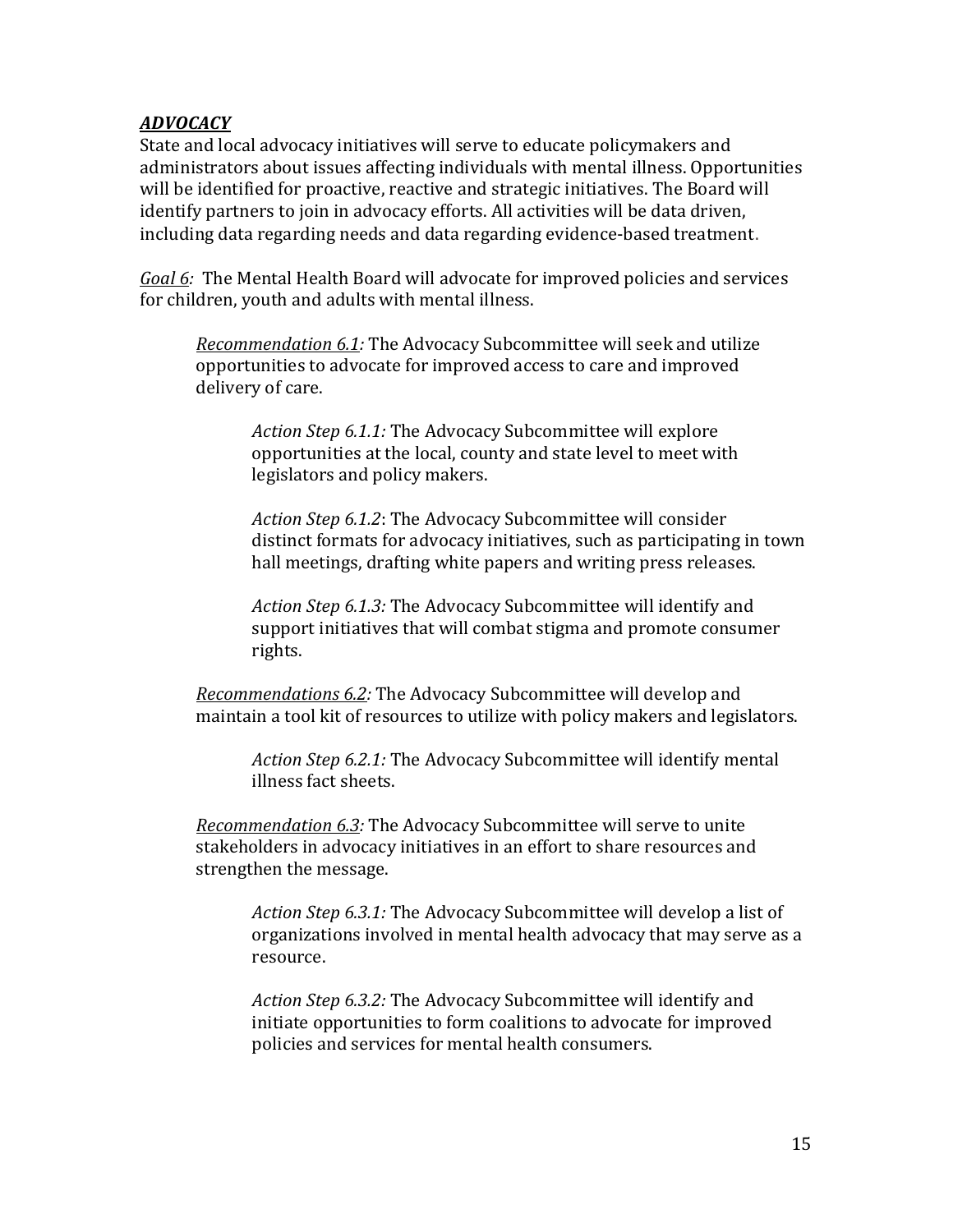## ***ADVOCACY***

State and local advocacy initiatives will serve to educate policymakers and administrators about issues affecting individuals with mental illness. Opportunities will be identified for proactive, reactive and strategic initiatives. The Board will identify partners to join in advocacy efforts. All activities will be data driven, including data regarding needs and data regarding evidence-based treatment.

*<u>Goal 6</u>:* The Mental Health Board will advocate for improved policies and services for children, youth and adults with mental illness.

> *<u>Recommendation 6.1</u>:* The Advocacy Subcommittee will seek and utilize opportunities to advocate for improved access to care and improved delivery of care.
>
> > *Action Step 6.1.1:* The Advocacy Subcommittee will explore opportunities at the local, county and state level to meet with legislators and policy makers.
> >
> > *Action Step 6.1.2*: The Advocacy Subcommittee will consider distinct formats for advocacy initiatives, such as participating in town hall meetings, drafting white papers and writing press releases.
> >
> > *Action Step 6.1.3:* The Advocacy Subcommittee will identify and support initiatives that will combat stigma and promote consumer rights.
>
> *<u>Recommendations 6.2</u>:* The Advocacy Subcommittee will develop and maintain a tool kit of resources to utilize with policy makers and legislators.
>
> > *Action Step 6.2.1:* The Advocacy Subcommittee will identify mental illness fact sheets.
>
> *<u>Recommendation 6.3</u>:* The Advocacy Subcommittee will serve to unite stakeholders in advocacy initiatives in an effort to share resources and strengthen the message.
>
> > *Action Step 6.3.1:* The Advocacy Subcommittee will develop a list of organizations involved in mental health advocacy that may serve as a resource.
> >
> > *Action Step 6.3.2:* The Advocacy Subcommittee will identify and initiate opportunities to form coalitions to advocate for improved policies and services for mental health consumers.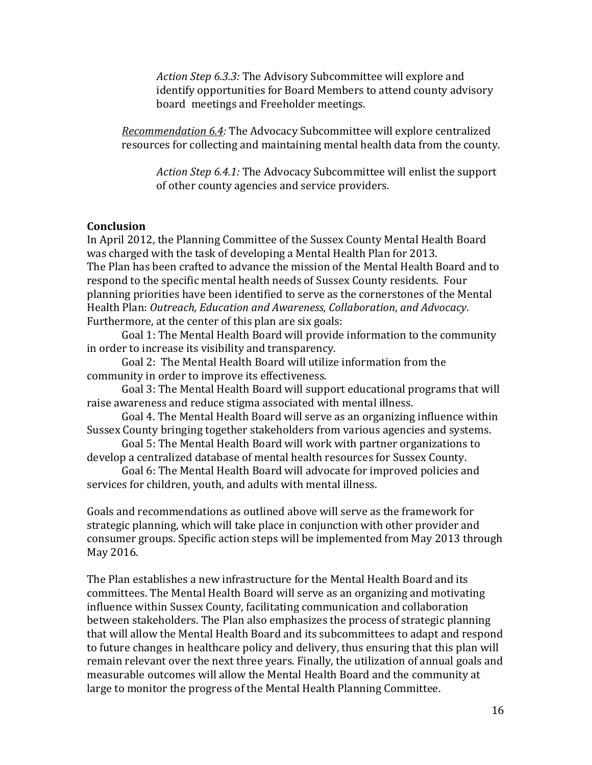*Action Step 6.3.3:* The Advisory Subcommittee will explore and identify opportunities for Board Members to attend county advisory board meetings and Freeholder meetings.

*Recommendation 6.4:* The Advocacy Subcommittee will explore centralized resources for collecting and maintaining mental health data from the county.

*Action Step 6.4.1:* The Advocacy Subcommittee will enlist the support of other county agencies and service providers.

**Conclusion**

In April 2012, the Planning Committee of the Sussex County Mental Health Board was charged with the task of developing a Mental Health Plan for 2013. The Plan has been crafted to advance the mission of the Mental Health Board and to respond to the specific mental health needs of Sussex County residents. Four planning priorities have been identified to serve as the cornerstones of the Mental Health Plan: *Outreach, Education and Awareness, Collaboration*, and *Advocacy*. Furthermore, at the center of this plan are six goals:

Goal 1: The Mental Health Board will provide information to the community in order to increase its visibility and transparency.

Goal 2: The Mental Health Board will utilize information from the community in order to improve its effectiveness.

Goal 3: The Mental Health Board will support educational programs that will raise awareness and reduce stigma associated with mental illness.

Goal 4. The Mental Health Board will serve as an organizing influence within Sussex County bringing together stakeholders from various agencies and systems.

Goal 5: The Mental Health Board will work with partner organizations to develop a centralized database of mental health resources for Sussex County.

Goal 6: The Mental Health Board will advocate for improved policies and services for children, youth, and adults with mental illness.

Goals and recommendations as outlined above will serve as the framework for strategic planning, which will take place in conjunction with other provider and consumer groups. Specific action steps will be implemented from May 2013 through May 2016.

The Plan establishes a new infrastructure for the Mental Health Board and its committees. The Mental Health Board will serve as an organizing and motivating influence within Sussex County, facilitating communication and collaboration between stakeholders. The Plan also emphasizes the process of strategic planning that will allow the Mental Health Board and its subcommittees to adapt and respond to future changes in healthcare policy and delivery, thus ensuring that this plan will remain relevant over the next three years. Finally, the utilization of annual goals and measurable outcomes will allow the Mental Health Board and the community at large to monitor the progress of the Mental Health Planning Committee.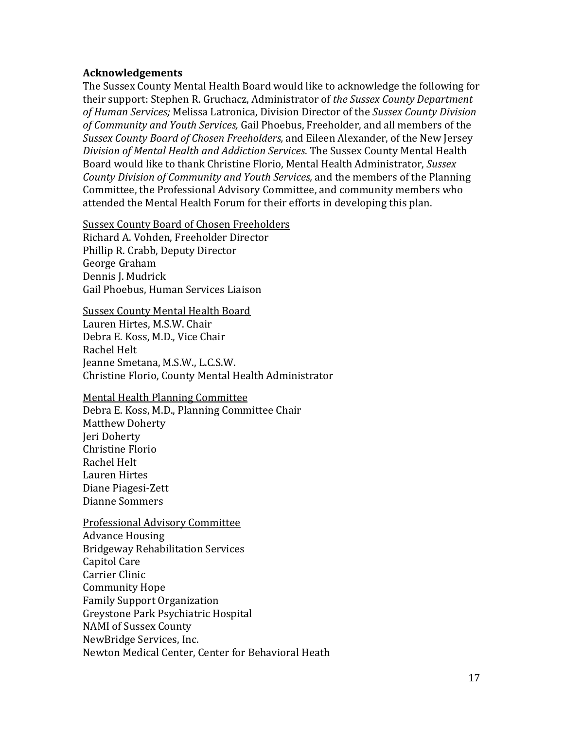**Acknowledgements**

The Sussex County Mental Health Board would like to acknowledge the following for their support: Stephen R. Gruchacz, Administrator of *the Sussex County Department of Human Services;* Melissa Latronica, Division Director of the *Sussex County Division of Community and Youth Services,* Gail Phoebus, Freeholder, and all members of the *Sussex County Board of Chosen Freeholders,* and Eileen Alexander, of the New Jersey *Division of Mental Health and Addiction Services.* The Sussex County Mental Health Board would like to thank Christine Florio, Mental Health Administrator, *Sussex County Division of Community and Youth Services,* and the members of the Planning Committee, the Professional Advisory Committee, and community members who attended the Mental Health Forum for their efforts in developing this plan.

<u>Sussex County Board of Chosen Freeholders</u>
Richard A. Vohden, Freeholder Director
Phillip R. Crabb, Deputy Director
George Graham
Dennis J. Mudrick
Gail Phoebus, Human Services Liaison

<u>Sussex County Mental Health Board</u>
Lauren Hirtes, M.S.W. Chair
Debra E. Koss, M.D., Vice Chair
Rachel Helt
Jeanne Smetana, M.S.W., L.C.S.W.
Christine Florio, County Mental Health Administrator

<u>Mental Health Planning Committee</u>
Debra E. Koss, M.D., Planning Committee Chair
Matthew Doherty
Jeri Doherty
Christine Florio
Rachel Helt
Lauren Hirtes
Diane Piagesi-Zett
Dianne Sommers

<u>Professional Advisory Committee</u>
Advance Housing
Bridgeway Rehabilitation Services
Capitol Care
Carrier Clinic
Community Hope
Family Support Organization
Greystone Park Psychiatric Hospital
NAMI of Sussex County
NewBridge Services, Inc.
Newton Medical Center, Center for Behavioral Heath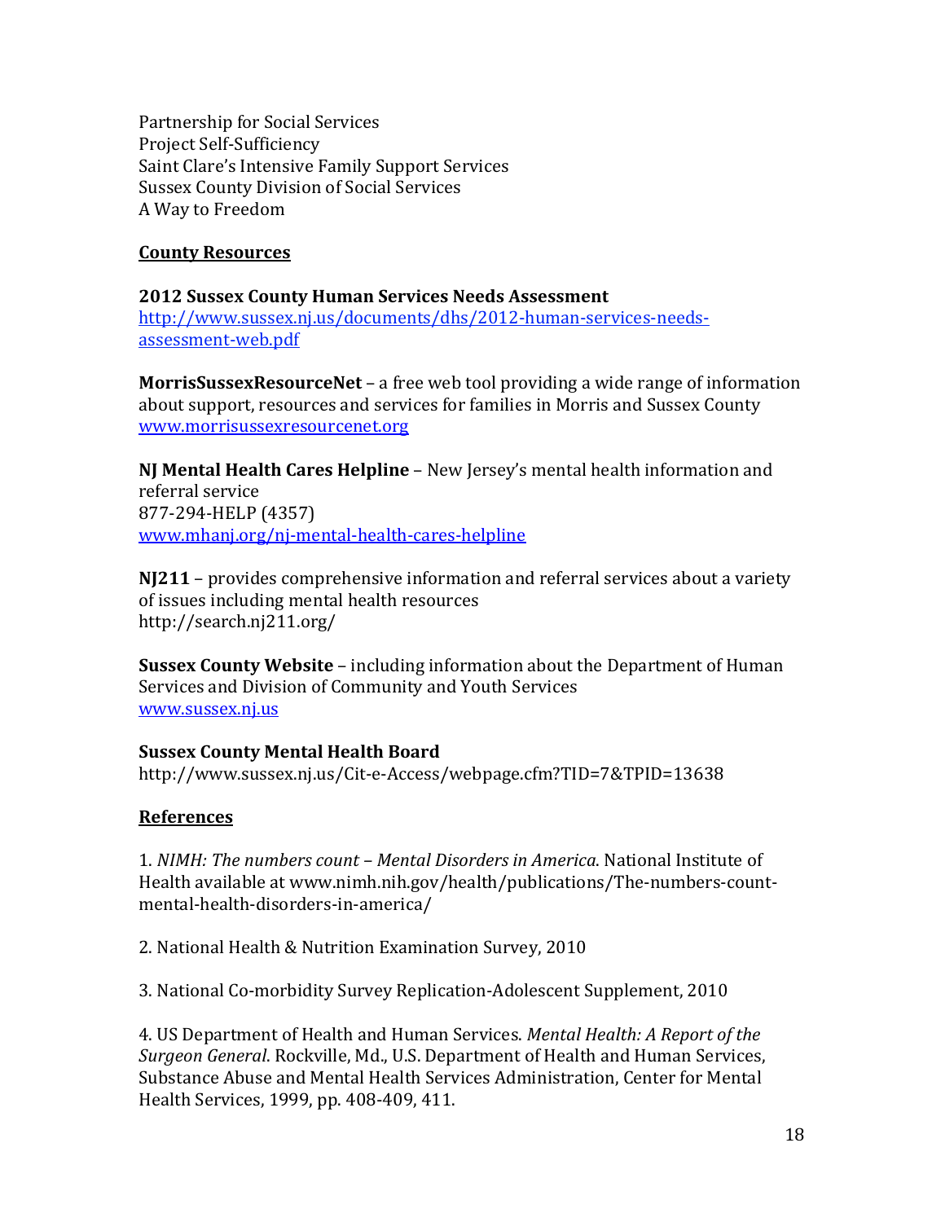Partnership for Social Services
Project Self-Sufficiency
Saint Clare's Intensive Family Support Services
Sussex County Division of Social Services
A Way to Freedom

## County Resources

**2012 Sussex County Human Services Needs Assessment**
http://www.sussex.nj.us/documents/dhs/2012-human-services-needs-assessment-web.pdf

**MorrisSussexResourceNet** – a free web tool providing a wide range of information about support, resources and services for families in Morris and Sussex County
www.morrisussexresourcenet.org

**NJ Mental Health Cares Helpline** – New Jersey's mental health information and referral service
877-294-HELP (4357)
www.mhanj.org/nj-mental-health-cares-helpline

**NJ211** – provides comprehensive information and referral services about a variety of issues including mental health resources
http://search.nj211.org/

**Sussex County Website** – including information about the Department of Human Services and Division of Community and Youth Services
www.sussex.nj.us

**Sussex County Mental Health Board**
http://www.sussex.nj.us/Cit-e-Access/webpage.cfm?TID=7&TPID=13638

## References

1. *NIMH: The numbers count – Mental Disorders in America*. National Institute of Health available at www.nimh.nih.gov/health/publications/The-numbers-count-mental-health-disorders-in-america/

2. National Health & Nutrition Examination Survey, 2010

3. National Co-morbidity Survey Replication-Adolescent Supplement, 2010

4. US Department of Health and Human Services. *Mental Health: A Report of the Surgeon General*. Rockville, Md., U.S. Department of Health and Human Services, Substance Abuse and Mental Health Services Administration, Center for Mental Health Services, 1999, pp. 408-409, 411.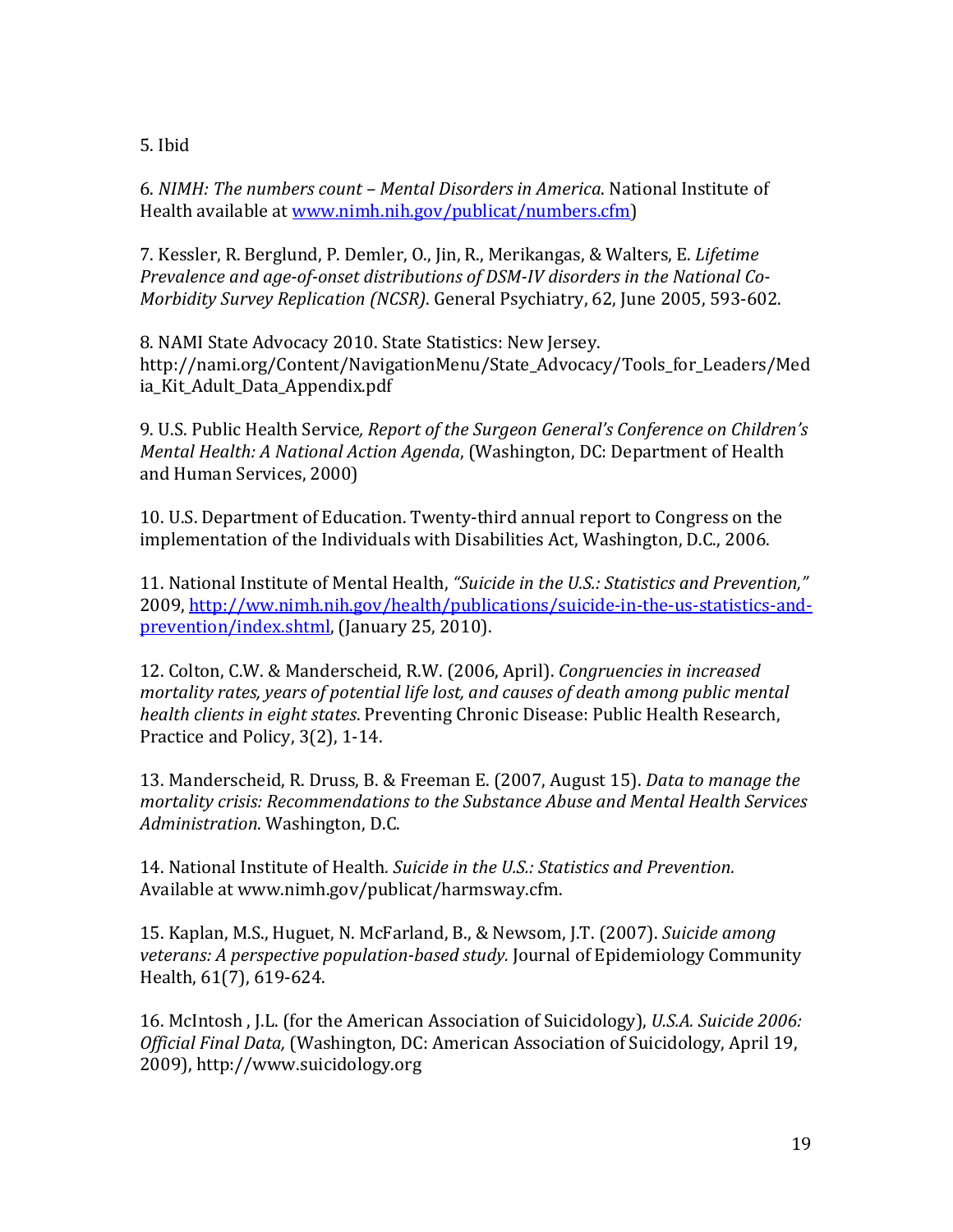5. Ibid

6. *NIMH: The numbers count – Mental Disorders in America*. National Institute of Health available at [www.nimh.nih.gov/publicat/numbers.cfm](www.nimh.nih.gov/publicat/numbers.cfm))

7. Kessler, R. Berglund, P. Demler, O., Jin, R., Merikangas, & Walters, E. *Lifetime Prevalence and age-of-onset distributions of DSM-IV disorders in the National Co-Morbidity Survey Replication (NCSR)*. General Psychiatry, 62, June 2005, 593-602.

8. NAMI State Advocacy 2010. State Statistics: New Jersey. http://nami.org/Content/NavigationMenu/State_Advocacy/Tools_for_Leaders/Media_Kit_Adult_Data_Appendix.pdf

9. U.S. Public Health Service*, Report of the Surgeon General's Conference on Children's Mental Health: A National Action Agenda*, (Washington, DC: Department of Health and Human Services, 2000)

10. U.S. Department of Education. Twenty-third annual report to Congress on the implementation of the Individuals with Disabilities Act, Washington, D.C., 2006.

11. National Institute of Mental Health, *"Suicide in the U.S.: Statistics and Prevention,"* 2009, [http://ww.nimh.nih.gov/health/publications/suicide-in-the-us-statistics-and-prevention/index.shtml](http://ww.nimh.nih.gov/health/publications/suicide-in-the-us-statistics-and-prevention/index.shtml), (January 25, 2010).

12. Colton, C.W. & Manderscheid, R.W. (2006, April). *Congruencies in increased mortality rates, years of potential life lost, and causes of death among public mental health clients in eight states*. Preventing Chronic Disease: Public Health Research, Practice and Policy, 3(2), 1-14.

13. Manderscheid, R. Druss, B. & Freeman E. (2007, August 15). *Data to manage the mortality crisis: Recommendations to the Substance Abuse and Mental Health Services Administration*. Washington, D.C.

14. National Institute of Health*. Suicide in the U.S.: Statistics and Prevention.* Available at www.nimh.gov/publicat/harmsway.cfm.

15. Kaplan, M.S., Huguet, N. McFarland, B., & Newsom, J.T. (2007). *Suicide among veterans: A perspective population-based study.* Journal of Epidemiology Community Health, 61(7), 619-624.

16. McIntosh , J.L. (for the American Association of Suicidology), *U.S.A. Suicide 2006: Official Final Data,* (Washington, DC: American Association of Suicidology, April 19, 2009), http://www.suicidology.org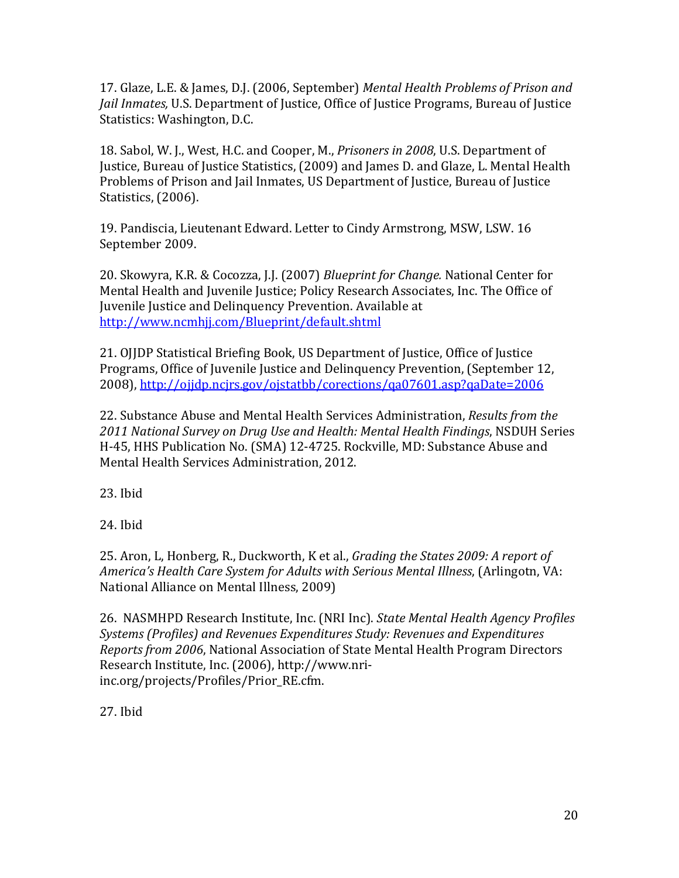17. Glaze, L.E. & James, D.J. (2006, September) *Mental Health Problems of Prison and Jail Inmates,* U.S. Department of Justice, Office of Justice Programs, Bureau of Justice Statistics: Washington, D.C.

18. Sabol, W. J., West, H.C. and Cooper, M., *Prisoners in 2008*, U.S. Department of Justice, Bureau of Justice Statistics, (2009) and James D. and Glaze, L. Mental Health Problems of Prison and Jail Inmates, US Department of Justice, Bureau of Justice Statistics, (2006).

19. Pandiscia, Lieutenant Edward. Letter to Cindy Armstrong, MSW, LSW. 16 September 2009.

20. Skowyra, K.R. & Cocozza, J.J. (2007) *Blueprint for Change.* National Center for Mental Health and Juvenile Justice; Policy Research Associates, Inc. The Office of Juvenile Justice and Delinquency Prevention. Available at http://www.ncmhjj.com/Blueprint/default.shtml

21. OJJDP Statistical Briefing Book, US Department of Justice, Office of Justice Programs, Office of Juvenile Justice and Delinquency Prevention, (September 12, 2008), http://ojjdp.ncjrs.gov/ojstatbb/corections/qa07601.asp?qaDate=2006

22. Substance Abuse and Mental Health Services Administration, *Results from the 2011 National Survey on Drug Use and Health: Mental Health Findings*, NSDUH Series H-45, HHS Publication No. (SMA) 12-4725. Rockville, MD: Substance Abuse and Mental Health Services Administration, 2012.

23. Ibid

24. Ibid

25. Aron, L, Honberg, R., Duckworth, K et al., *Grading the States 2009: A report of America's Health Care System for Adults with Serious Mental Illness*, (Arlingotn, VA: National Alliance on Mental Illness, 2009)

26. NASMHPD Research Institute, Inc. (NRI Inc). *State Mental Health Agency Profiles Systems (Profiles) and Revenues Expenditures Study: Revenues and Expenditures Reports from 2006*, National Association of State Mental Health Program Directors Research Institute, Inc. (2006), http://www.nri-inc.org/projects/Profiles/Prior_RE.cfm.

27. Ibid